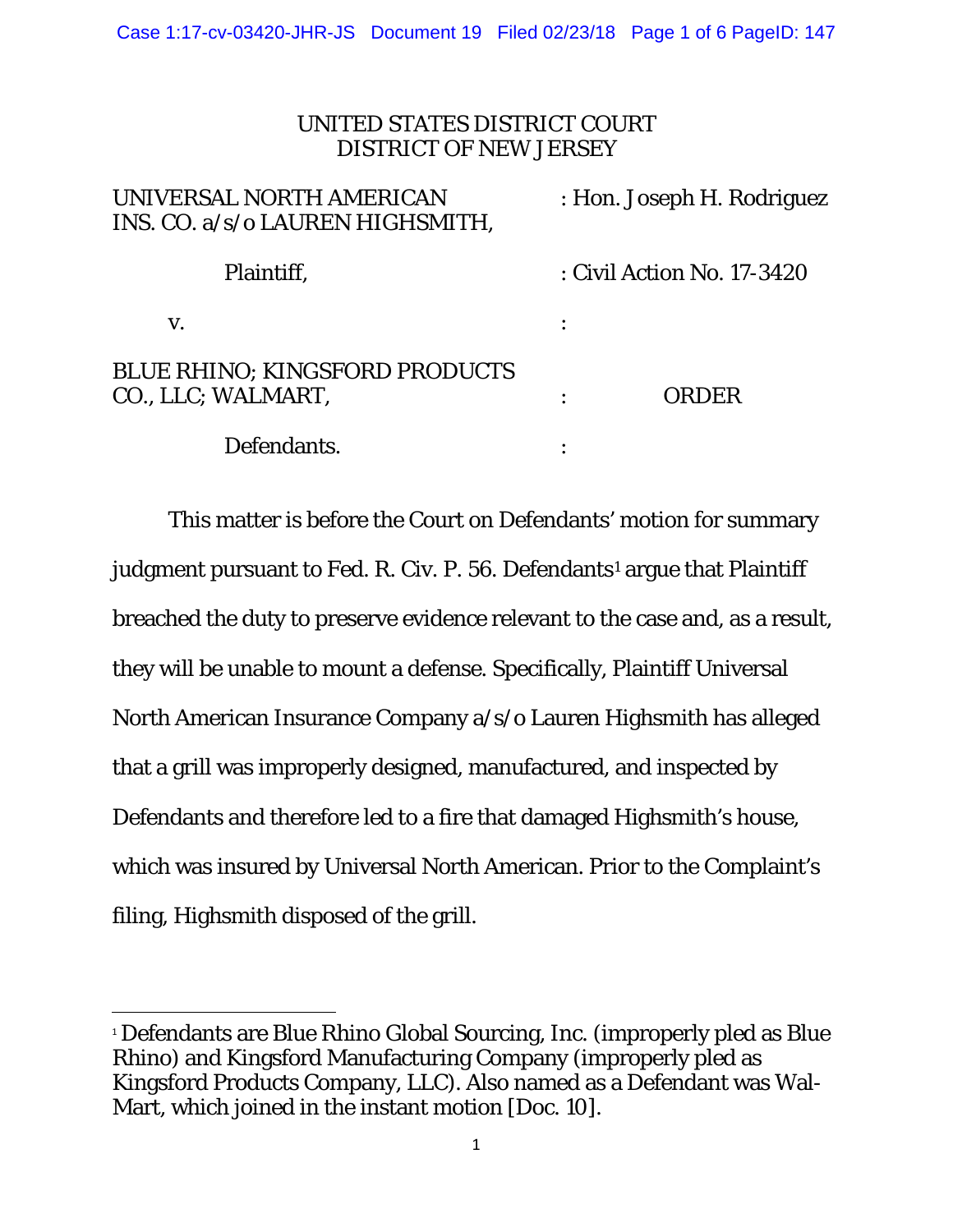UNITED STATES DISTRICT COURT
DISTRICT OF NEW JERSEY

| | |
|---|---|
| UNIVERSAL NORTH AMERICAN INS. CO. a/s/o LAUREN HIGHSMITH, | : Hon. Joseph H. Rodriguez |
| Plaintiff, | : Civil Action No. 17-3420 |
| v. | : |
| BLUE RHINO; KINGSFORD PRODUCTS CO., LLC; WALMART, | : ORDER |
| Defendants. | : |

This matter is before the Court on Defendants' motion for summary judgment pursuant to Fed. R. Civ. P. 56. Defendants[1] argue that Plaintiff breached the duty to preserve evidence relevant to the case and, as a result, they will be unable to mount a defense. Specifically, Plaintiff Universal North American Insurance Company a/s/o Lauren Highsmith has alleged that a grill was improperly designed, manufactured, and inspected by Defendants and therefore led to a fire that damaged Highsmith's house, which was insured by Universal North American. Prior to the Complaint's filing, Highsmith disposed of the grill.

[1] Defendants are Blue Rhino Global Sourcing, Inc. (improperly pled as Blue Rhino) and Kingsford Manufacturing Company (improperly pled as Kingsford Products Company, LLC). Also named as a Defendant was Wal-Mart, which joined in the instant motion [Doc. 10].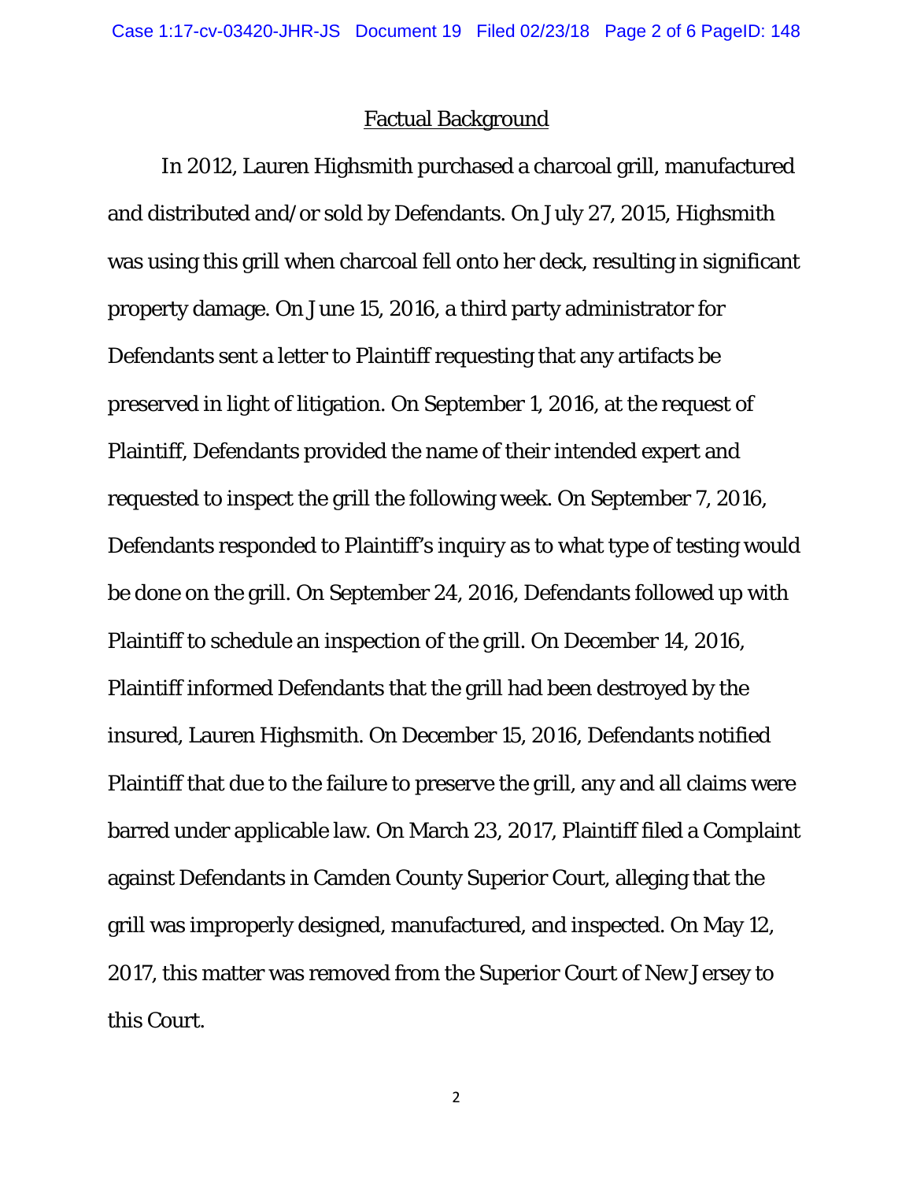## Factual Background

In 2012, Lauren Highsmith purchased a charcoal grill, manufactured and distributed and/or sold by Defendants. On July 27, 2015, Highsmith was using this grill when charcoal fell onto her deck, resulting in significant property damage. On June 15, 2016, a third party administrator for Defendants sent a letter to Plaintiff requesting that any artifacts be preserved in light of litigation. On September 1, 2016, at the request of Plaintiff, Defendants provided the name of their intended expert and requested to inspect the grill the following week. On September 7, 2016, Defendants responded to Plaintiff's inquiry as to what type of testing would be done on the grill. On September 24, 2016, Defendants followed up with Plaintiff to schedule an inspection of the grill. On December 14, 2016, Plaintiff informed Defendants that the grill had been destroyed by the insured, Lauren Highsmith. On December 15, 2016, Defendants notified Plaintiff that due to the failure to preserve the grill, any and all claims were barred under applicable law. On March 23, 2017, Plaintiff filed a Complaint against Defendants in Camden County Superior Court, alleging that the grill was improperly designed, manufactured, and inspected. On May 12, 2017, this matter was removed from the Superior Court of New Jersey to this Court.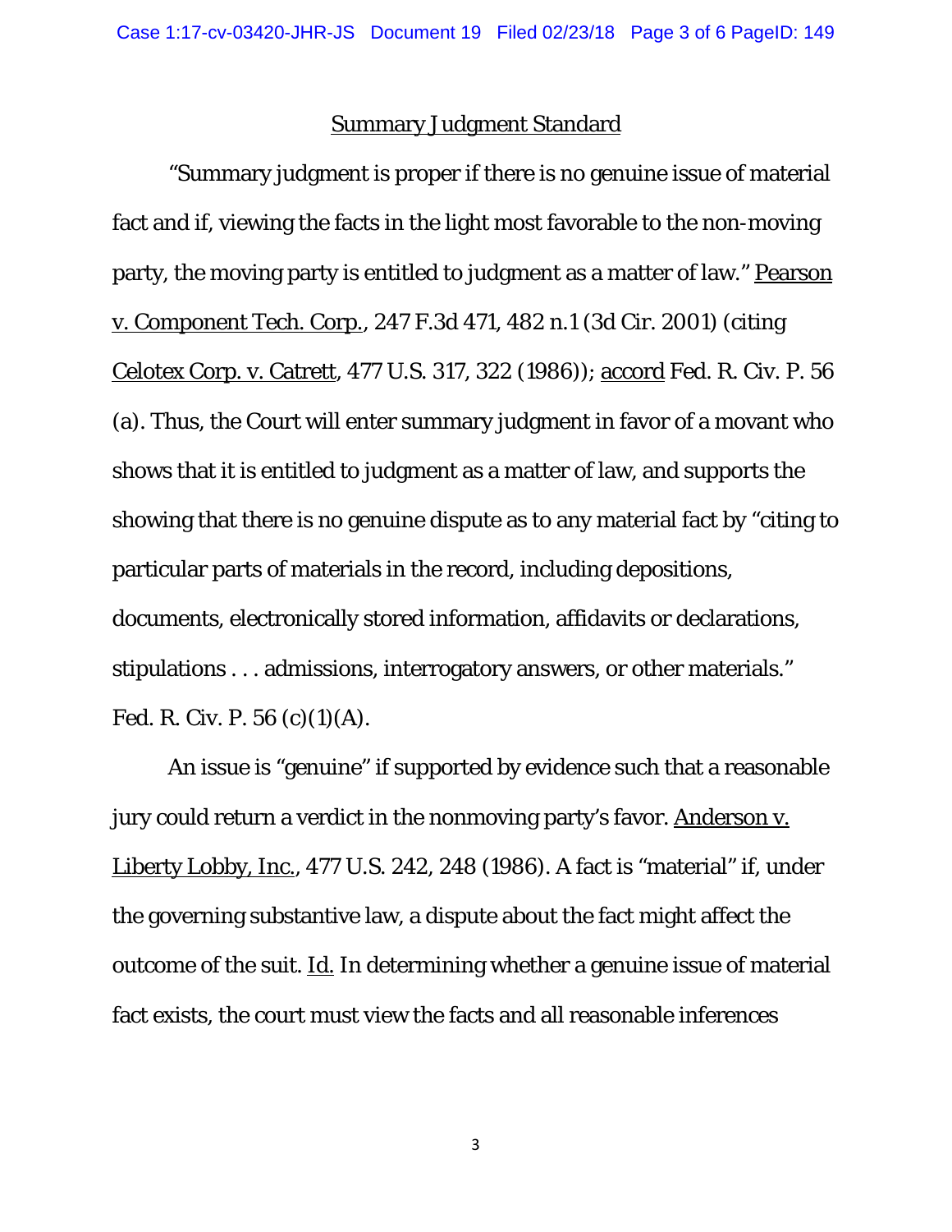## Summary Judgment Standard

"Summary judgment is proper if there is no genuine issue of material fact and if, viewing the facts in the light most favorable to the non-moving party, the moving party is entitled to judgment as a matter of law." Pearson v. Component Tech. Corp., 247 F.3d 471, 482 n.1 (3d Cir. 2001) (citing Celotex Corp. v. Catrett, 477 U.S. 317, 322 (1986)); accord Fed. R. Civ. P. 56 (a). Thus, the Court will enter summary judgment in favor of a movant who shows that it is entitled to judgment as a matter of law, and supports the showing that there is no genuine dispute as to any material fact by "citing to particular parts of materials in the record, including depositions, documents, electronically stored information, affidavits or declarations, stipulations . . . admissions, interrogatory answers, or other materials." Fed. R. Civ. P. 56 (c)(1)(A).

An issue is "genuine" if supported by evidence such that a reasonable jury could return a verdict in the nonmoving party's favor. Anderson v. Liberty Lobby, Inc., 477 U.S. 242, 248 (1986). A fact is "material" if, under the governing substantive law, a dispute about the fact might affect the outcome of the suit. Id. In determining whether a genuine issue of material fact exists, the court must view the facts and all reasonable inferences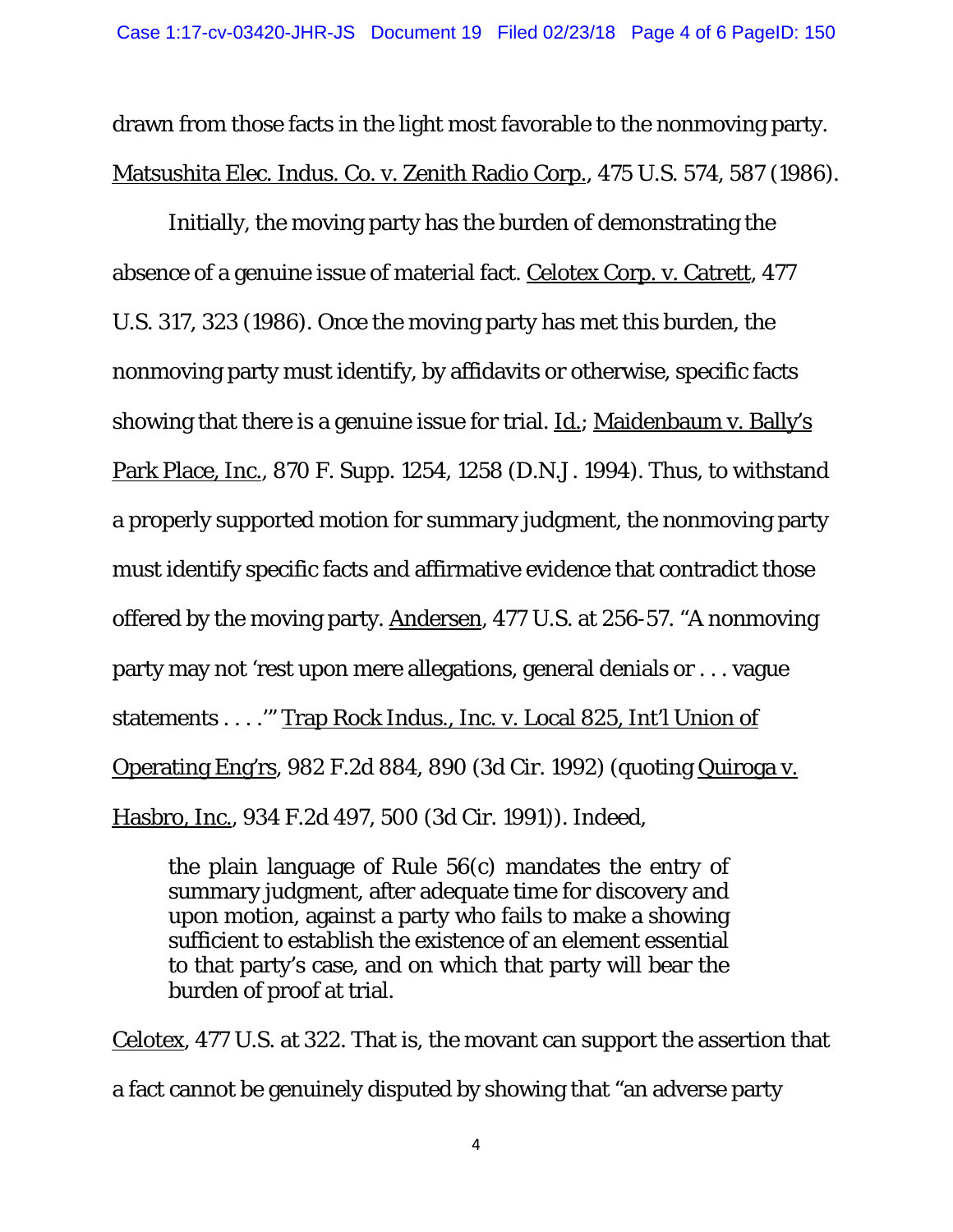drawn from those facts in the light most favorable to the nonmoving party. Matsushita Elec. Indus. Co. v. Zenith Radio Corp., 475 U.S. 574, 587 (1986).

Initially, the moving party has the burden of demonstrating the absence of a genuine issue of material fact. Celotex Corp. v. Catrett, 477 U.S. 317, 323 (1986). Once the moving party has met this burden, the nonmoving party must identify, by affidavits or otherwise, specific facts showing that there is a genuine issue for trial. Id.; Maidenbaum v. Bally's Park Place, Inc., 870 F. Supp. 1254, 1258 (D.N.J. 1994). Thus, to withstand a properly supported motion for summary judgment, the nonmoving party must identify specific facts and affirmative evidence that contradict those offered by the moving party. Andersen, 477 U.S. at 256-57. "A nonmoving party may not 'rest upon mere allegations, general denials or . . . vague statements . . . .'" Trap Rock Indus., Inc. v. Local 825, Int'l Union of Operating Eng'rs, 982 F.2d 884, 890 (3d Cir. 1992) (quoting Quiroga v. Hasbro, Inc., 934 F.2d 497, 500 (3d Cir. 1991)). Indeed,

> the plain language of Rule 56(c) mandates the entry of summary judgment, after adequate time for discovery and upon motion, against a party who fails to make a showing sufficient to establish the existence of an element essential to that party's case, and on which that party will bear the burden of proof at trial.

Celotex, 477 U.S. at 322. That is, the movant can support the assertion that a fact cannot be genuinely disputed by showing that "an adverse party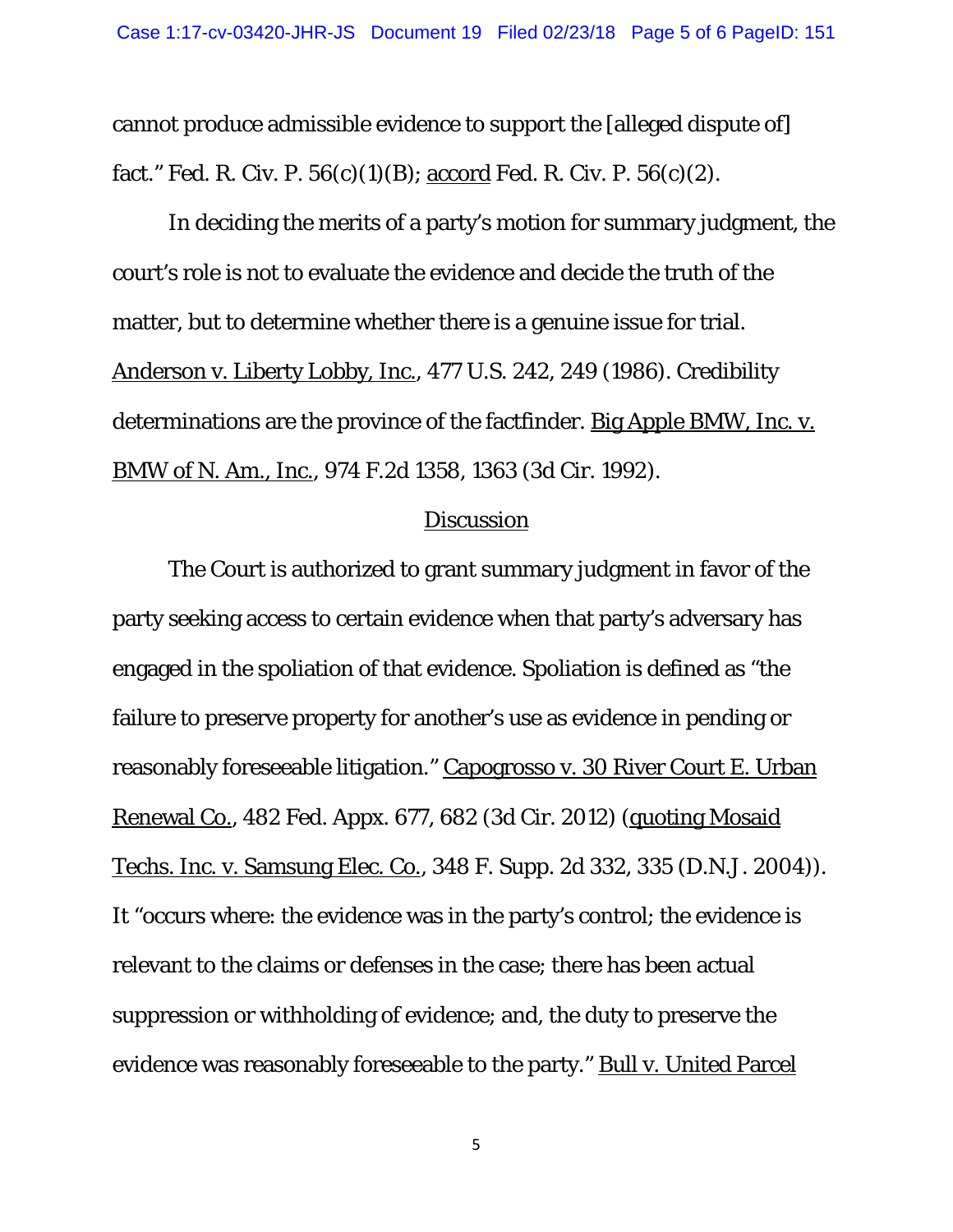cannot produce admissible evidence to support the [alleged dispute of] fact." Fed. R. Civ. P. 56(c)(1)(B); accord Fed. R. Civ. P. 56(c)(2).

In deciding the merits of a party's motion for summary judgment, the court's role is not to evaluate the evidence and decide the truth of the matter, but to determine whether there is a genuine issue for trial. Anderson v. Liberty Lobby, Inc., 477 U.S. 242, 249 (1986). Credibility determinations are the province of the factfinder. Big Apple BMW, Inc. v. BMW of N. Am., Inc., 974 F.2d 1358, 1363 (3d Cir. 1992).

## Discussion

The Court is authorized to grant summary judgment in favor of the party seeking access to certain evidence when that party's adversary has engaged in the spoliation of that evidence. Spoliation is defined as "the failure to preserve property for another's use as evidence in pending or reasonably foreseeable litigation." Capogrosso v. 30 River Court E. Urban Renewal Co., 482 Fed. Appx. 677, 682 (3d Cir. 2012) (quoting Mosaid Techs. Inc. v. Samsung Elec. Co., 348 F. Supp. 2d 332, 335 (D.N.J. 2004)). It "occurs where: the evidence was in the party's control; the evidence is relevant to the claims or defenses in the case; there has been actual suppression or withholding of evidence; and, the duty to preserve the evidence was reasonably foreseeable to the party." Bull v. United Parcel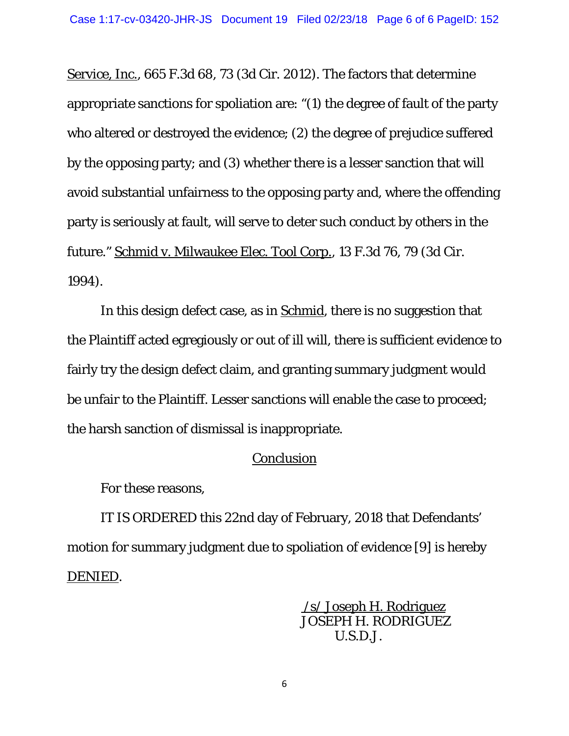Service, Inc., 665 F.3d 68, 73 (3d Cir. 2012). The factors that determine appropriate sanctions for spoliation are: "(1) the degree of fault of the party who altered or destroyed the evidence; (2) the degree of prejudice suffered by the opposing party; and (3) whether there is a lesser sanction that will avoid substantial unfairness to the opposing party and, where the offending party is seriously at fault, will serve to deter such conduct by others in the future." Schmid v. Milwaukee Elec. Tool Corp., 13 F.3d 76, 79 (3d Cir. 1994).

In this design defect case, as in Schmid, there is no suggestion that the Plaintiff acted egregiously or out of ill will, there is sufficient evidence to fairly try the design defect claim, and granting summary judgment would be unfair to the Plaintiff. Lesser sanctions will enable the case to proceed; the harsh sanction of dismissal is inappropriate.

## Conclusion

For these reasons,

IT IS ORDERED this 22nd day of February, 2018 that Defendants' motion for summary judgment due to spoliation of evidence [9] is hereby DENIED.

/s/ Joseph H. Rodriguez
JOSEPH H. RODRIGUEZ
U.S.D.J.